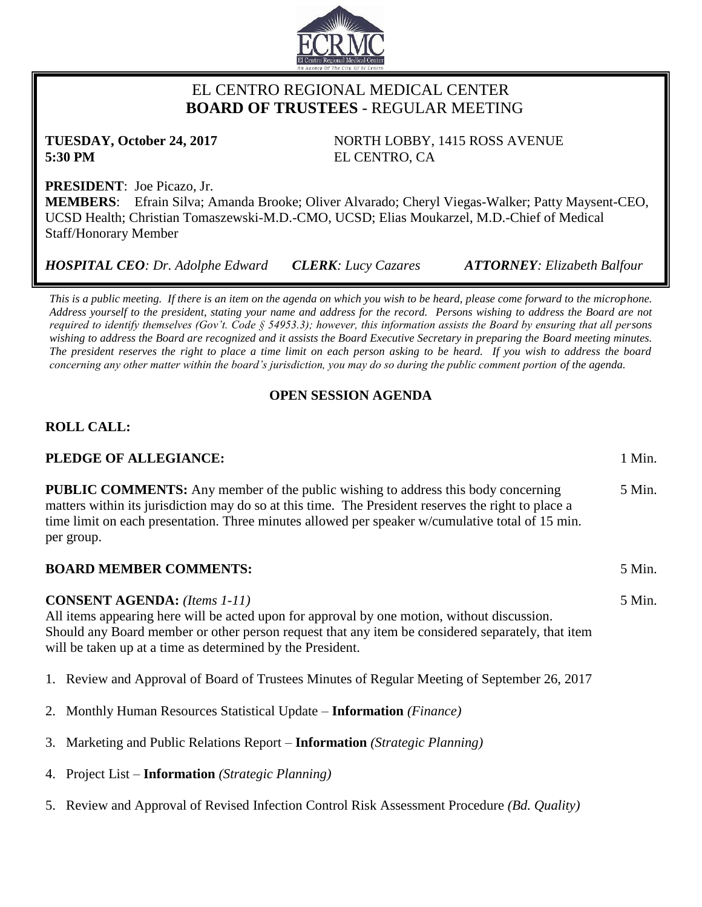# EL CENTRO REGIONAL MEDICAL CENTER
## **BOARD OF TRUSTEES** - REGULAR MEETING

**TUESDAY, October 24, 2017**
**5:30 PM**

NORTH LOBBY, 1415 ROSS AVENUE
EL CENTRO, CA

**PRESIDENT**: Joe Picazo, Jr.
**MEMBERS**: Efrain Silva; Amanda Brooke; Oliver Alvarado; Cheryl Viegas-Walker; Patty Maysent-CEO, UCSD Health; Christian Tomaszewski-M.D.-CMO, UCSD; Elias Moukarzel, M.D.-Chief of Medical Staff/Honorary Member

***HOSPITAL CEO**: Dr. Adolphe Edward* ***CLERK**: Lucy Cazares* ***ATTORNEY**: Elizabeth Balfour*

*This is a public meeting. If there is an item on the agenda on which you wish to be heard, please come forward to the microphone. Address yourself to the president, stating your name and address for the record. Persons wishing to address the Board are not required to identify themselves (Gov't. Code § 54953.3); however, this information assists the Board by ensuring that all persons wishing to address the Board are recognized and it assists the Board Executive Secretary in preparing the Board meeting minutes. The president reserves the right to place a time limit on each person asking to be heard. If you wish to address the board concerning any other matter within the board's jurisdiction, you may do so during the public comment portion of the agenda.*

**OPEN SESSION AGENDA**

**ROLL CALL:**

**PLEDGE OF ALLEGIANCE:** 1 Min.

**PUBLIC COMMENTS:** Any member of the public wishing to address this body concerning matters within its jurisdiction may do so at this time. The President reserves the right to place a time limit on each presentation. Three minutes allowed per speaker w/cumulative total of 15 min. per group. 5 Min.

**BOARD MEMBER COMMENTS:** 5 Min.

**CONSENT AGENDA:** *(Items 1-11)* 5 Min.
All items appearing here will be acted upon for approval by one motion, without discussion. Should any Board member or other person request that any item be considered separately, that item will be taken up at a time as determined by the President.

1. Review and Approval of Board of Trustees Minutes of Regular Meeting of September 26, 2017
2. Monthly Human Resources Statistical Update – **Information** *(Finance)*
3. Marketing and Public Relations Report – **Information** *(Strategic Planning)*
4. Project List – **Information** *(Strategic Planning)*
5. Review and Approval of Revised Infection Control Risk Assessment Procedure *(Bd. Quality)*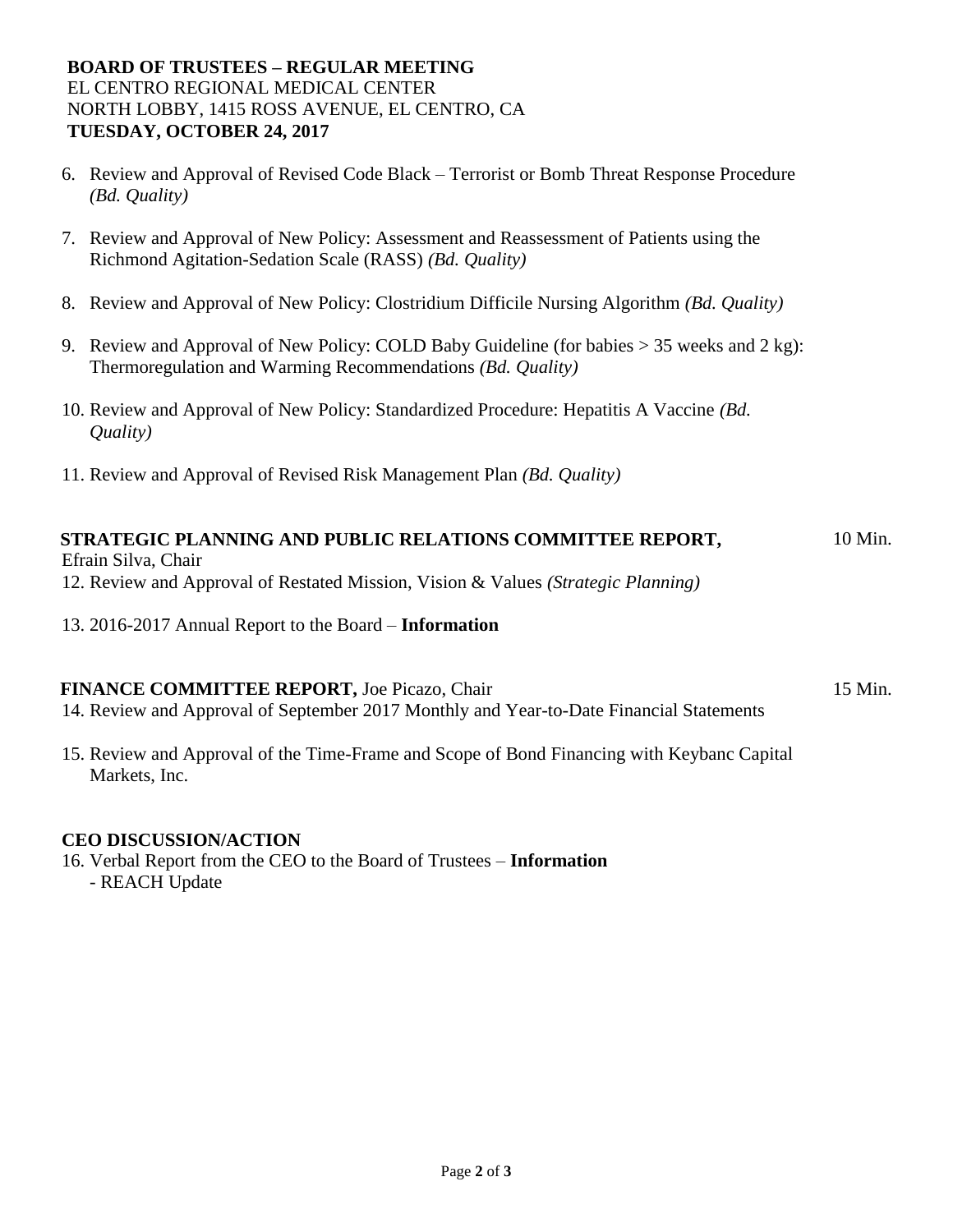**BOARD OF TRUSTEES – REGULAR MEETING**
EL CENTRO REGIONAL MEDICAL CENTER
NORTH LOBBY, 1415 ROSS AVENUE, EL CENTRO, CA
**TUESDAY, OCTOBER 24, 2017**

6. Review and Approval of Revised Code Black – Terrorist or Bomb Threat Response Procedure *(Bd. Quality)*

7. Review and Approval of New Policy: Assessment and Reassessment of Patients using the Richmond Agitation-Sedation Scale (RASS) *(Bd. Quality)*

8. Review and Approval of New Policy: Clostridium Difficile Nursing Algorithm *(Bd. Quality)*

9. Review and Approval of New Policy: COLD Baby Guideline (for babies > 35 weeks and 2 kg): Thermoregulation and Warming Recommendations *(Bd. Quality)*

10. Review and Approval of New Policy: Standardized Procedure: Hepatitis A Vaccine *(Bd. Quality)*

11. Review and Approval of Revised Risk Management Plan *(Bd. Quality)*

**STRATEGIC PLANNING AND PUBLIC RELATIONS COMMITTEE REPORT,** Efrain Silva, Chair — 10 Min.

12. Review and Approval of Restated Mission, Vision & Values *(Strategic Planning)*

13. 2016-2017 Annual Report to the Board – **Information**

**FINANCE COMMITTEE REPORT,** Joe Picazo, Chair — 15 Min.

14. Review and Approval of September 2017 Monthly and Year-to-Date Financial Statements

15. Review and Approval of the Time-Frame and Scope of Bond Financing with Keybanc Capital Markets, Inc.

**CEO DISCUSSION/ACTION**

16. Verbal Report from the CEO to the Board of Trustees – **Information**
    - REACH Update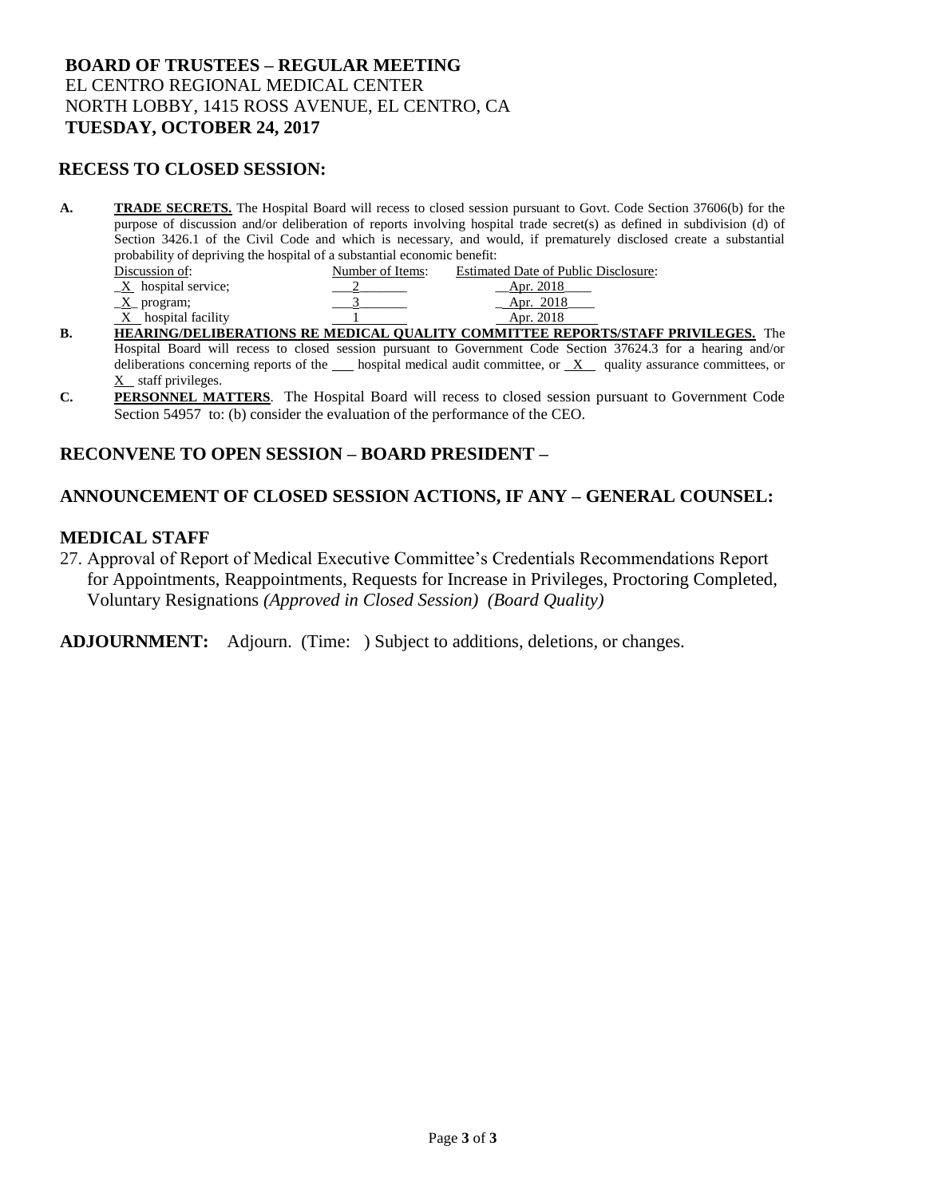**BOARD OF TRUSTEES – REGULAR MEETING**
EL CENTRO REGIONAL MEDICAL CENTER
NORTH LOBBY, 1415 ROSS AVENUE, EL CENTRO, CA
**TUESDAY, OCTOBER 24, 2017**

## RECESS TO CLOSED SESSION:

**A.** **TRADE SECRETS.** The Hospital Board will recess to closed session pursuant to Govt. Code Section 37606(b) for the purpose of discussion and/or deliberation of reports involving hospital trade secret(s) as defined in subdivision (d) of Section 3426.1 of the Civil Code and which is necessary, and would, if prematurely disclosed create a substantial probability of depriving the hospital of a substantial economic benefit:

| Discussion of: | Number of Items: | Estimated Date of Public Disclosure: |
|---|---|---|
| X hospital service; | 2 | Apr. 2018 |
| X program; | 3 | Apr. 2018 |
| X hospital facility | 1 | Apr. 2018 |

**B.** **HEARING/DELIBERATIONS RE MEDICAL QUALITY COMMITTEE REPORTS/STAFF PRIVILEGES.** The Hospital Board will recess to closed session pursuant to Government Code Section 37624.3 for a hearing and/or deliberations concerning reports of the ___ hospital medical audit committee, or X quality assurance committees, or X staff privileges.

**C.** **PERSONNEL MATTERS**. The Hospital Board will recess to closed session pursuant to Government Code Section 54957 to: (b) consider the evaluation of the performance of the CEO.

## RECONVENE TO OPEN SESSION – BOARD PRESIDENT –

## ANNOUNCEMENT OF CLOSED SESSION ACTIONS, IF ANY – GENERAL COUNSEL:

## MEDICAL STAFF

27. Approval of Report of Medical Executive Committee's Credentials Recommendations Report for Appointments, Reappointments, Requests for Increase in Privileges, Proctoring Completed, Voluntary Resignations *(Approved in Closed Session) (Board Quality)*

**ADJOURNMENT:** Adjourn. (Time: ) Subject to additions, deletions, or changes.